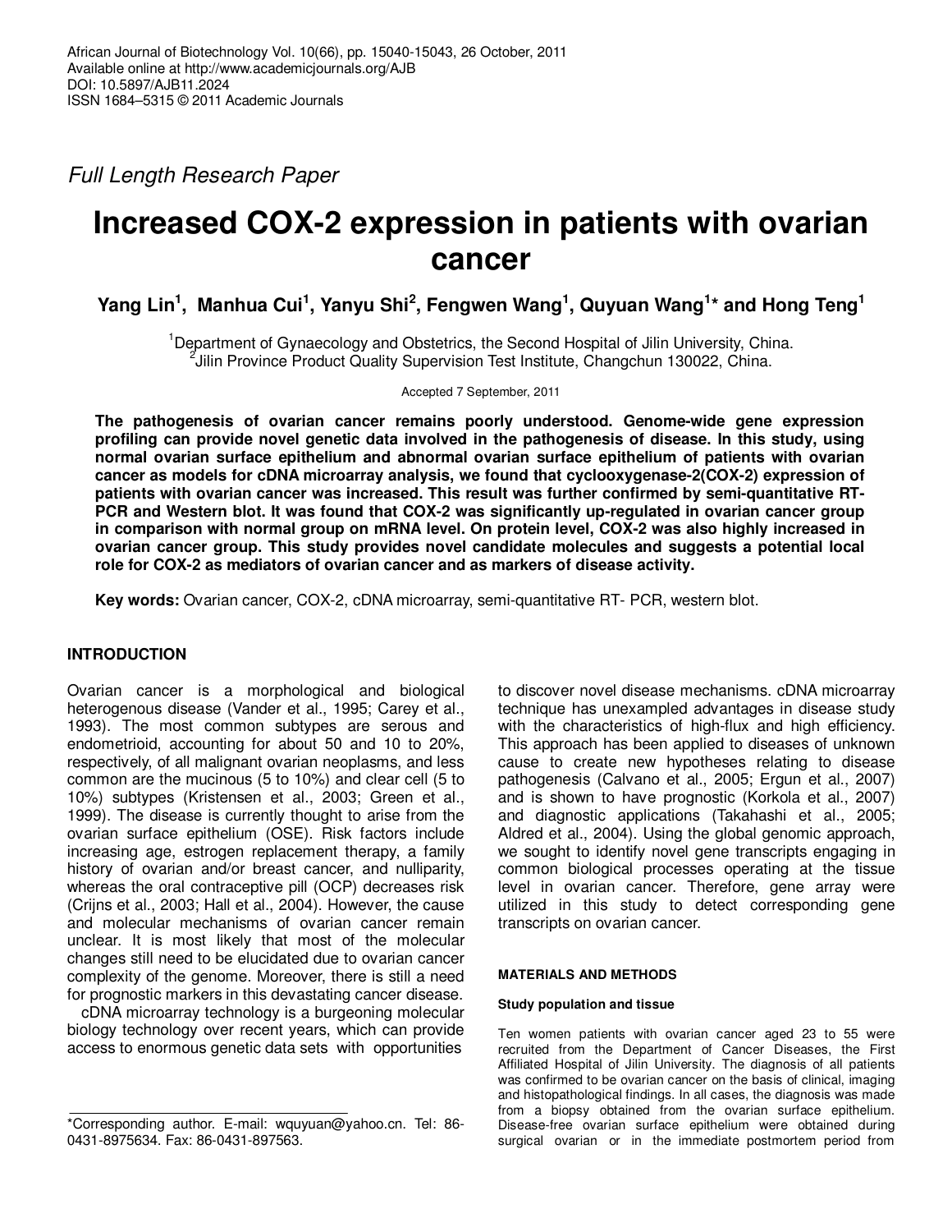*Full Length Research Paper*

# Increased COX-2 expression in patients with ovarian cancer

**Yang Lin[1], Manhua Cui[1], Yanyu Shi[2], Fengwen Wang[1], Quyuan Wang[1]* and Hong Teng[1]**

[1]Department of Gynaecology and Obstetrics, the Second Hospital of Jilin University, China.
[2]Jilin Province Product Quality Supervision Test Institute, Changchun 130022, China.

Accepted 7 September, 2011

**The pathogenesis of ovarian cancer remains poorly understood. Genome-wide gene expression profiling can provide novel genetic data involved in the pathogenesis of disease. In this study, using normal ovarian surface epithelium and abnormal ovarian surface epithelium of patients with ovarian cancer as models for cDNA microarray analysis, we found that cyclooxygenase-2(COX-2) expression of patients with ovarian cancer was increased. This result was further confirmed by semi-quantitative RT-PCR and Western blot. It was found that COX-2 was significantly up-regulated in ovarian cancer group in comparison with normal group on mRNA level. On protein level, COX-2 was also highly increased in ovarian cancer group. This study provides novel candidate molecules and suggests a potential local role for COX-2 as mediators of ovarian cancer and as markers of disease activity.**

**Key words:** Ovarian cancer, COX-2, cDNA microarray, semi-quantitative RT- PCR, western blot.

## INTRODUCTION

Ovarian cancer is a morphological and biological heterogenous disease (Vander et al., 1995; Carey et al., 1993). The most common subtypes are serous and endometrioid, accounting for about 50 and 10 to 20%, respectively, of all malignant ovarian neoplasms, and less common are the mucinous (5 to 10%) and clear cell (5 to 10%) subtypes (Kristensen et al., 2003; Green et al., 1999). The disease is currently thought to arise from the ovarian surface epithelium (OSE). Risk factors include increasing age, estrogen replacement therapy, a family history of ovarian and/or breast cancer, and nulliparity, whereas the oral contraceptive pill (OCP) decreases risk (Crijns et al., 2003; Hall et al., 2004). However, the cause and molecular mechanisms of ovarian cancer remain unclear. It is most likely that most of the molecular changes still need to be elucidated due to ovarian cancer complexity of the genome. Moreover, there is still a need for prognostic markers in this devastating cancer disease.

cDNA microarray technology is a burgeoning molecular biology technology over recent years, which can provide access to enormous genetic data sets with opportunities to discover novel disease mechanisms. cDNA microarray technique has unexampled advantages in disease study with the characteristics of high-flux and high efficiency. This approach has been applied to diseases of unknown cause to create new hypotheses relating to disease pathogenesis (Calvano et al., 2005; Ergun et al., 2007) and is shown to have prognostic (Korkola et al., 2007) and diagnostic applications (Takahashi et al., 2005; Aldred et al., 2004). Using the global genomic approach, we sought to identify novel gene transcripts engaging in common biological processes operating at the tissue level in ovarian cancer. Therefore, gene array were utilized in this study to detect corresponding gene transcripts on ovarian cancer.

## MATERIALS AND METHODS

### Study population and tissue

Ten women patients with ovarian cancer aged 23 to 55 were recruited from the Department of Cancer Diseases, the First Affiliated Hospital of Jilin University. The diagnosis of all patients was confirmed to be ovarian cancer on the basis of clinical, imaging and histopathological findings. In all cases, the diagnosis was made from a biopsy obtained from the ovarian surface epithelium. Disease-free ovarian surface epithelium were obtained during surgical ovarian or in the immediate postmortem period from

*Corresponding author. E-mail: wquyuan@yahoo.cn. Tel: 86-0431-8975634. Fax: 86-0431-897563.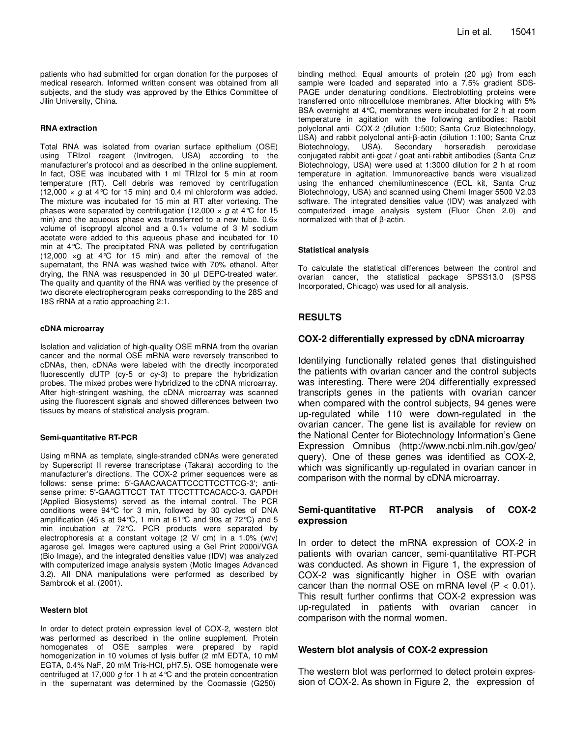patients who had submitted for organ donation for the purposes of medical research. Informed written consent was obtained from all subjects, and the study was approved by the Ethics Committee of Jilin University, China.

#### RNA extraction

Total RNA was isolated from ovarian surface epithelium (OSE) using TRIzol reagent (Invitrogen, USA) according to the manufacturer's protocol and as described in the online supplement. In fact, OSE was incubated with 1 ml TRIzol for 5 min at room temperature (RT). Cell debris was removed by centrifugation (12,000 × *g* at 4°C for 15 min) and 0.4 ml chloroform was added. The mixture was incubated for 15 min at RT after vortexing. The phases were separated by centrifugation (12,000 × *g* at 4°C for 15 min) and the aqueous phase was transferred to a new tube. 0.6× volume of isopropyl alcohol and a 0.1× volume of 3 M sodium acetate were added to this aqueous phase and incubated for 10 min at 4°C. The precipitated RNA was pelleted by centrifugation (12,000 ×g at 4°C for 15 min) and after the removal of the supernatant, the RNA was washed twice with 70% ethanol. After drying, the RNA was resuspended in 30 µl DEPC-treated water. The quality and quantity of the RNA was verified by the presence of two discrete electropherogram peaks corresponding to the 28S and 18S rRNA at a ratio approaching 2:1.

#### cDNA microarray

Isolation and validation of high-quality OSE mRNA from the ovarian cancer and the normal OSE mRNA were reversely transcribed to cDNAs, then, cDNAs were labeled with the directly incorporated fluorescently dUTP (cy-5 or cy-3) to prepare the hybridization probes. The mixed probes were hybridized to the cDNA microarray. After high-stringent washing, the cDNA microarray was scanned using the fluorescent signals and showed differences between two tissues by means of statistical analysis program.

#### Semi-quantitative RT-PCR

Using mRNA as template, single-stranded cDNAs were generated by Superscript II reverse transcriptase (Takara) according to the manufacturer's directions. The COX-2 primer sequences were as follows: sense prime: 5′-GAACAACATTCCCTTCCTTCG-3′; anti-sense prime: 5′-GAAGTTCCT TAT TTCCTTTCACACC-3. GAPDH (Applied Biosystems) served as the internal control. The PCR conditions were 94°C for 3 min, followed by 30 cycles of DNA amplification (45 s at 94°C, 1 min at 61°C and 90s at 72°C) and 5 min incubation at 72°C. PCR products were separated by electrophoresis at a constant voltage (2 V/ cm) in a 1.0% (w/v) agarose gel. Images were captured using a Gel Print 2000i/VGA (Bio Image), and the integrated densities value (IDV) was analyzed with computerized image analysis system (Motic Images Advanced 3.2). All DNA manipulations were performed as described by Sambrook et al. (2001).

#### Western blot

In order to detect protein expression level of COX-2, western blot was performed as described in the online supplement. Protein homogenates of OSE samples were prepared by rapid homogenization in 10 volumes of lysis buffer (2 mM EDTA, 10 mM EGTA, 0.4% NaF, 20 mM Tris-HCl, pH7.5). OSE homogenate were centrifuged at 17,000 *g* for 1 h at 4°C and the protein concentration in the supernatant was determined by the Coomassie (G250) binding method. Equal amounts of protein (20 µg) from each sample were loaded and separated into a 7.5% gradient SDS-PAGE under denaturing conditions. Electroblotting proteins were transferred onto nitrocellulose membranes. After blocking with 5% BSA overnight at 4°C, membranes were incubated for 2 h at room temperature in agitation with the following antibodies: Rabbit polyclonal anti- COX-2 (dilution 1:500; Santa Cruz Biotechnology, USA) and rabbit polyclonal anti-β-actin (dilution 1:100; Santa Cruz Biotechnology, USA). Secondary horseradish peroxidase conjugated rabbit anti-goat / goat anti-rabbit antibodies (Santa Cruz Biotechnology, USA) were used at 1:3000 dilution for 2 h at room temperature in agitation. Immunoreactive bands were visualized using the enhanced chemiluminescence (ECL kit, Santa Cruz Biotechnology, USA) and scanned using Chemi Imager 5500 V2.03 software. The integrated densities value (IDV) was analyzed with computerized image analysis system (Fluor Chen 2.0) and normalized with that of β-actin.

#### Statistical analysis

To calculate the statistical differences between the control and ovarian cancer, the statistical package SPSS13.0 (SPSS Incorporated, Chicago) was used for all analysis.

## RESULTS

### COX-2 differentially expressed by cDNA microarray

Identifying functionally related genes that distinguished the patients with ovarian cancer and the control subjects was interesting. There were 204 differentially expressed transcripts genes in the patients with ovarian cancer when compared with the control subjects, 94 genes were up-regulated while 110 were down-regulated in the ovarian cancer. The gene list is available for review on the National Center for Biotechnology Information's Gene Expression Omnibus (http://www.ncbi.nlm.nih.gov/geo/query). One of these genes was identified as COX-2, which was significantly up-regulated in ovarian cancer in comparison with the normal by cDNA microarray.

### Semi-quantitative RT-PCR analysis of COX-2 expression

In order to detect the mRNA expression of COX-2 in patients with ovarian cancer, semi-quantitative RT-PCR was conducted. As shown in Figure 1, the expression of COX-2 was significantly higher in OSE with ovarian cancer than the normal OSE on mRNA level ($P < 0.01$). This result further confirms that COX-2 expression was up-regulated in patients with ovarian cancer in comparison with the normal women.

### Western blot analysis of COX-2 expression

The western blot was performed to detect protein expression of COX-2. As shown in Figure 2, the expression of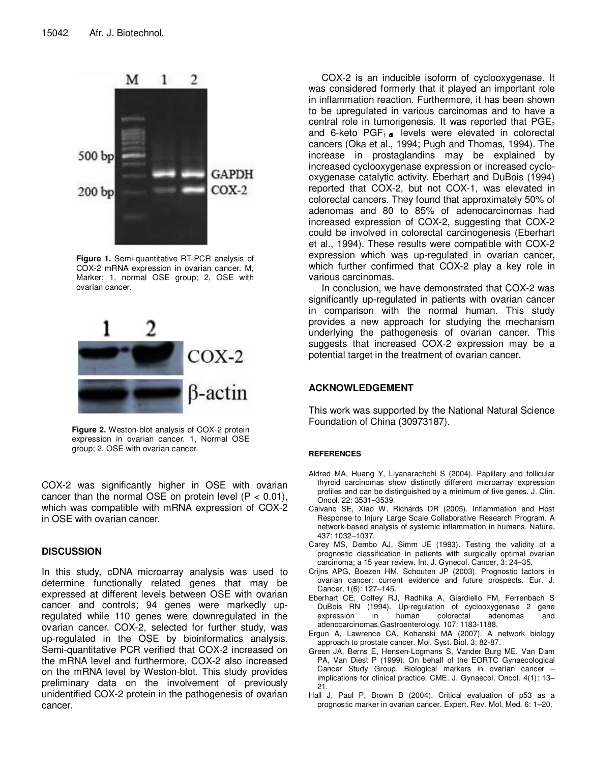M 1 2

500 bp

200 bp

GAPDH

COX-2

**Figure 1.** Semi-quantitative RT-PCR analysis of COX-2 mRNA expression in ovarian cancer. M, Marker; 1, normal OSE group; 2, OSE with ovarian cancer.

1 2

COX-2

β-actin

**Figure 2.** Weston-blot analysis of COX-2 protein expression in ovarian cancer. 1, Normal OSE group; 2, OSE with ovarian cancer.

COX-2 was significantly higher in OSE with ovarian cancer than the normal OSE on protein level ($P < 0.01$), which was compatible with mRNA expression of COX-2 in OSE with ovarian cancer.

## DISCUSSION

In this study, cDNA microarray analysis was used to determine functionally related genes that may be expressed at different levels between OSE with ovarian cancer and controls; 94 genes were markedly up-regulated while 110 genes were downregulated in the ovarian cancer. COX-2, selected for further study, was up-regulated in the OSE by bioinformatics analysis. Semi-quantitative PCR verified that COX-2 increased on the mRNA level and furthermore, COX-2 also increased on the mRNA level by Weston-blot. This study provides preliminary data on the involvement of previously unidentified COX-2 protein in the pathogenesis of ovarian cancer.

COX-2 is an inducible isoform of cyclooxygenase. It was considered formerly that it played an important role in inflammation reaction. Furthermore, it has been shown to be upregulated in various carcinomas and to have a central role in tumorigenesis. It was reported that $PGE_2$ and 6-keto $PGF_{1α}$ levels were elevated in colorectal cancers (Oka et al., 1994; Pugh and Thomas, 1994). The increase in prostaglandins may be explained by increased cyclooxygenase expression or increased cyclo-oxygenase catalytic activity. Eberhart and DuBois (1994) reported that COX-2, but not COX-1, was elevated in colorectal cancers. They found that approximately 50% of adenomas and 80 to 85% of adenocarcinomas had increased expression of COX-2, suggesting that COX-2 could be involved in colorectal carcinogenesis (Eberhart et al., 1994). These results were compatible with COX-2 expression which was up-regulated in ovarian cancer, which further confirmed that COX-2 play a key role in various carcinomas.

In conclusion, we have demonstrated that COX-2 was significantly up-regulated in patients with ovarian cancer in comparison with the normal human. This study provides a new approach for studying the mechanism underlying the pathogenesis of ovarian cancer. This suggests that increased COX-2 expression may be a potential target in the treatment of ovarian cancer.

## ACKNOWLEDGEMENT

This work was supported by the National Natural Science Foundation of China (30973187).

## REFERENCES

Aldred MA, Huang Y, Liyanarachchi S (2004). Papillary and follicular thyroid carcinomas show distinctly different microarray expression profiles and can be distinguished by a minimum of five genes. J. Clin. Oncol. 22: 3531–3539.

Calvano SE, Xiao W, Richards DR (2005). Inflammation and Host Response to Injury Large Scale Collaborative Research Program. A network-based analysis of systemic inflammation in humans. Nature, 437: 1032–1037.

Carey MS, Dembo AJ, Simm JE (1993). Testing the validity of a prognostic classification in patients with surgically optimal ovarian carcinoma; a 15 year review. Int. J. Gynecol. Cancer, 3: 24–35.

Crijns APG, Boezen HM, Schouten JP (2003). Prognostic factors in ovarian cancer: current evidence and future prospects. Eur. J. Cancer, 1(6): 127–145.

Eberhart CE, Coffey RJ, Radhika A, Giardiello FM, Ferrenbach S DuBois RN (1994). Up-regulation of cyclooxygenase 2 gene expression in human colorectal adenomas and adenocarcinomas.Gastroenterology. 107: 1183-1188.

Ergun A, Lawrence CA, Kohanski MA (2007). A network biology approach to prostate cancer. Mol. Syst. Biol. 3: 82-87.

Green JA, Berns E, Hensen-Logmans S, Vander Burg ME, Van Dam PA, Van Diest P (1999). On behalf of the EORTC Gynaecological Cancer Study Group. Biological markers in ovarian cancer – implications for clinical practice. CME. J. Gynaecol. Oncol. 4(1): 13–21.

Hall J, Paul P, Brown B (2004). Critical evaluation of p53 as a prognostic marker in ovarian cancer. Expert. Rev. Mol. Med. 6: 1–20.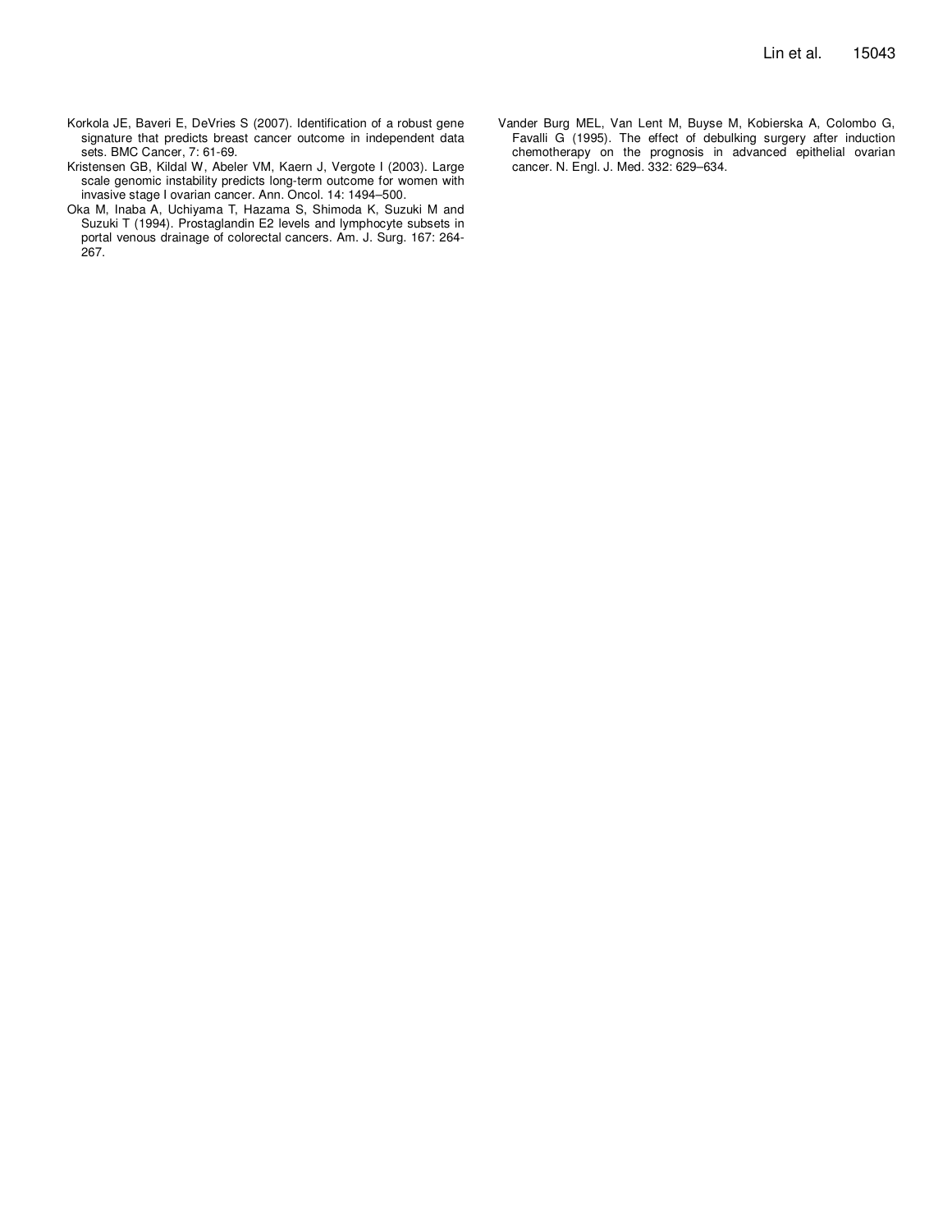Korkola JE, Baveri E, DeVries S (2007). Identification of a robust gene signature that predicts breast cancer outcome in independent data sets. BMC Cancer, 7: 61-69.

Kristensen GB, Kildal W, Abeler VM, Kaern J, Vergote I (2003). Large scale genomic instability predicts long-term outcome for women with invasive stage I ovarian cancer. Ann. Oncol. 14: 1494–500.

Oka M, Inaba A, Uchiyama T, Hazama S, Shimoda K, Suzuki M and Suzuki T (1994). Prostaglandin E2 levels and lymphocyte subsets in portal venous drainage of colorectal cancers. Am. J. Surg. 167: 264-267.

Vander Burg MEL, Van Lent M, Buyse M, Kobierska A, Colombo G, Favalli G (1995). The effect of debulking surgery after induction chemotherapy on the prognosis in advanced epithelial ovarian cancer. N. Engl. J. Med. 332: 629–634.